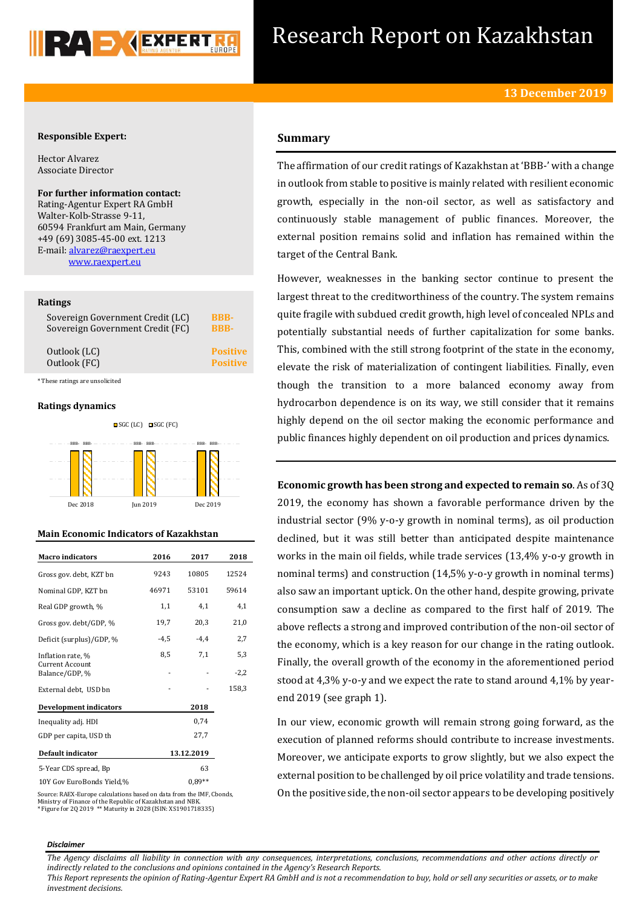# Research Report on Kazakhstan

**13 December 2019**

**Responsible Expert:**

Hector Alvarez
Associate Director

**For further information contact:**
Rating-Agentur Expert RA GmbH
Walter-Kolb-Strasse 9-11,
60594 Frankfurt am Main, Germany
+49 (69) 3085-45-00 ext. 1213
E-mail: alvarez@raexpert.eu
www.raexpert.eu

**Ratings**

| | |
|---|---|
| Sovereign Government Credit (LC) | BBB- |
| Sovereign Government Credit (FC) | BBB- |
| Outlook (LC) | Positive |
| Outlook (FC) | Positive |

*These ratings are unsolicited

**Ratings dynamics**

SGC (LC) SGC (FC)

| | SGC (LC) | SGC (FC) |
|---|---|---|
| Dec 2018 | BBB- | BBB- |
| Jun 2019 | BBB- | BBB- |
| Dec 2019 | BBB- | BBB- |

**Main Economic Indicators of Kazakhstan**

| Macro indicators | 2016 | 2017 | 2018 |
|---|---|---|---|
| Gross gov. debt, KZT bn | 9243 | 10805 | 12524 |
| Nominal GDP, KZT bn | 46971 | 53101 | 59614 |
| Real GDP growth, % | 1,1 | 4,1 | 4,1 |
| Gross gov. debt/GDP, % | 19,7 | 20,3 | 21,0 |
| Deficit (surplus)/GDP, % | -4,5 | -4,4 | 2,7 |
| Inflation rate, % | 8,5 | 7,1 | 5,3 |
| Current Account Balance/GDP, % | - | - | -2,2 |
| External debt, USD bn | - | - | 158,3 |
| **Development indicators** | | **2018** | |
| Inequality adj. HDI | | 0,74 | |
| GDP per capita, USD th | | 27,7 | |
| **Default indicator** | | **13.12.2019** | |
| 5-Year CDS spread, Bp | | 63 | |
| 10Y Gov EuroBonds Yield,% | | 0,89** | |

Source: RAEX-Europe calculations based on data from the IMF, Cbonds, Ministry of Finance of the Republic of Kazakhstan and NBK.
* Figure for 2Q 2019 ** Maturity in 2028 (ISIN: XS1901718335)

## Summary

The affirmation of our credit ratings of Kazakhstan at 'BBB-' with a change in outlook from stable to positive is mainly related with resilient economic growth, especially in the non-oil sector, as well as satisfactory and continuously stable management of public finances. Moreover, the external position remains solid and inflation has remained within the target of the Central Bank.

However, weaknesses in the banking sector continue to present the largest threat to the creditworthiness of the country. The system remains quite fragile with subdued credit growth, high level of concealed NPLs and potentially substantial needs of further capitalization for some banks. This, combined with the still strong footprint of the state in the economy, elevate the risk of materialization of contingent liabilities. Finally, even though the transition to a more balanced economy away from hydrocarbon dependence is on its way, we still consider that it remains highly depend on the oil sector making the economic performance and public finances highly dependent on oil production and prices dynamics.

**Economic growth has been strong and expected to remain so**. As of 3Q 2019, the economy has shown a favorable performance driven by the industrial sector (9% y-o-y growth in nominal terms), as oil production declined, but it was still better than anticipated despite maintenance works in the main oil fields, while trade services (13,4% y-o-y growth in nominal terms) and construction (14,5% y-o-y growth in nominal terms) also saw an important uptick. On the other hand, despite growing, private consumption saw a decline as compared to the first half of 2019. The above reflects a strong and improved contribution of the non-oil sector of the economy, which is a key reason for our change in the rating outlook. Finally, the overall growth of the economy in the aforementioned period stood at 4,3% y-o-y and we expect the rate to stand around 4,1% by year-end 2019 (see graph 1).

In our view, economic growth will remain strong going forward, as the execution of planned reforms should contribute to increase investments. Moreover, we anticipate exports to grow slightly, but we also expect the external position to be challenged by oil price volatility and trade tensions. On the positive side, the non-oil sector appears to be developing positively

*Disclaimer*

*The Agency disclaims all liability in connection with any consequences, interpretations, conclusions, recommendations and other actions directly or indirectly related to the conclusions and opinions contained in the Agency's Research Reports.*
*This Report represents the opinion of Rating-Agentur Expert RA GmbH and is not a recommendation to buy, hold or sell any securities or assets, or to make investment decisions.*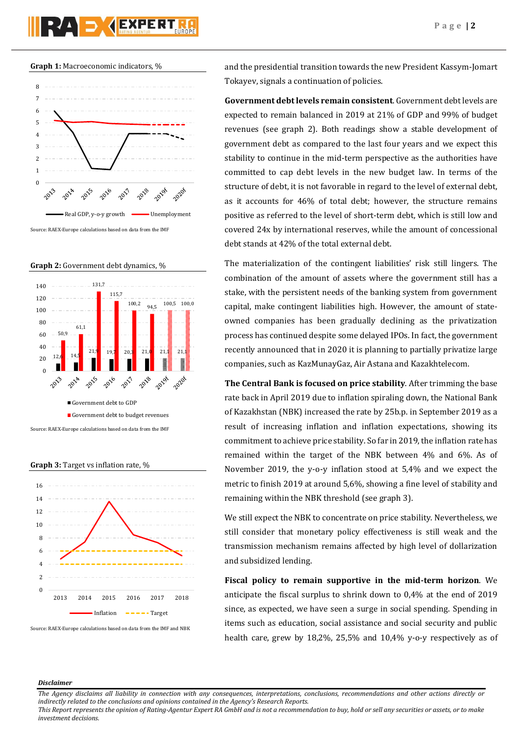**Graph 1:** Macroeconomic indicators, %

Source: RAEX-Europe calculations based on data from the IMF

**Graph 2:** Government debt dynamics, %

Source: RAEX-Europe calculations based on data from the IMF

**Graph 3:** Target vs inflation rate, %

Source: RAEX-Europe calculations based on data from the IMF and NBK

and the presidential transition towards the new President Kassym-Jomart Tokayev, signals a continuation of policies.

**Government debt levels remain consistent**. Government debt levels are expected to remain balanced in 2019 at 21% of GDP and 99% of budget revenues (see graph 2). Both readings show a stable development of government debt as compared to the last four years and we expect this stability to continue in the mid-term perspective as the authorities have committed to cap debt levels in the new budget law. In terms of the structure of debt, it is not favorable in regard to the level of external debt, as it accounts for 46% of total debt; however, the structure remains positive as referred to the level of short-term debt, which is still low and covered 24x by international reserves, while the amount of concessional debt stands at 42% of the total external debt.

The materialization of the contingent liabilities' risk still lingers. The combination of the amount of assets where the government still has a stake, with the persistent needs of the banking system from government capital, make contingent liabilities high. However, the amount of state-owned companies has been gradually declining as the privatization process has continued despite some delayed IPOs. In fact, the government recently announced that in 2020 it is planning to partially privatize large companies, such as KazMunayGaz, Air Astana and Kazakhtelecom.

**The Central Bank is focused on price stability**. After trimming the base rate back in April 2019 due to inflation spiraling down, the National Bank of Kazakhstan (NBK) increased the rate by 25b.p. in September 2019 as a result of increasing inflation and inflation expectations, showing its commitment to achieve price stability. So far in 2019, the inflation rate has remained within the target of the NBK between 4% and 6%. As of November 2019, the y-o-y inflation stood at 5,4% and we expect the metric to finish 2019 at around 5,6%, showing a fine level of stability and remaining within the NBK threshold (see graph 3).

We still expect the NBK to concentrate on price stability. Nevertheless, we still consider that monetary policy effectiveness is still weak and the transmission mechanism remains affected by high level of dollarization and subsidized lending.

**Fiscal policy to remain supportive in the mid-term horizon**. We anticipate the fiscal surplus to shrink down to 0,4% at the end of 2019 since, as expected, we have seen a surge in social spending. Spending in items such as education, social assistance and social security and public health care, grew by 18,2%, 25,5% and 10,4% y-o-y respectively as of

*Disclaimer*

*The Agency disclaims all liability in connection with any consequences, interpretations, conclusions, recommendations and other actions directly or indirectly related to the conclusions and opinions contained in the Agency's Research Reports.*
*This Report represents the opinion of Rating-Agentur Expert RA GmbH and is not a recommendation to buy, hold or sell any securities or assets, or to make investment decisions.*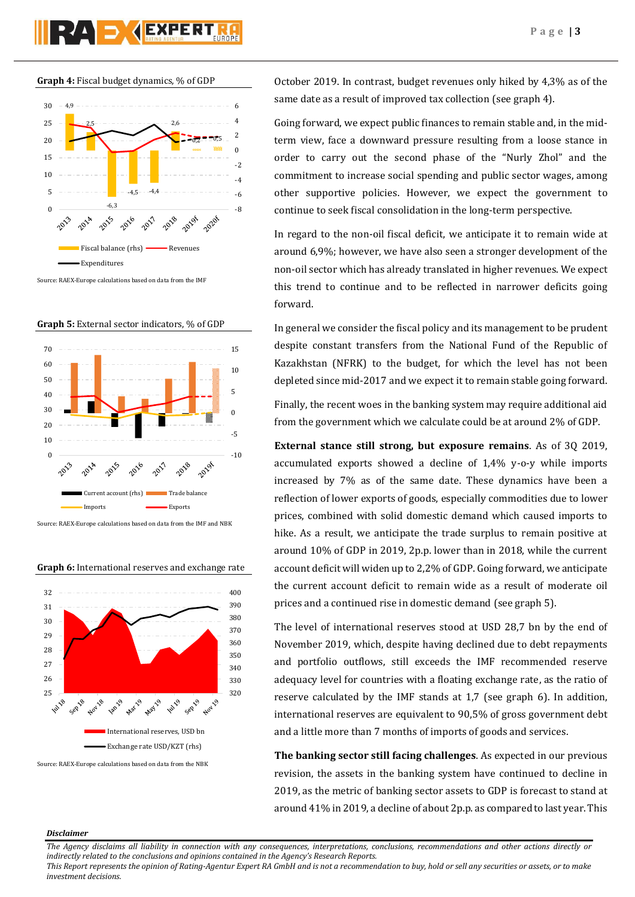**Graph 4:** Fiscal budget dynamics, % of GDP

Source: RAEX-Europe calculations based on data from the IMF

**Graph 5:** External sector indicators, % of GDP

Source: RAEX-Europe calculations based on data from the IMF and NBK

**Graph 6:** International reserves and exchange rate

Source: RAEX-Europe calculations based on data from the NBK

October 2019. In contrast, budget revenues only hiked by 4,3% as of the same date as a result of improved tax collection (see graph 4).

Going forward, we expect public finances to remain stable and, in the mid-term view, face a downward pressure resulting from a loose stance in order to carry out the second phase of the "Nurly Zhol" and the commitment to increase social spending and public sector wages, among other supportive policies. However, we expect the government to continue to seek fiscal consolidation in the long-term perspective.

In regard to the non-oil fiscal deficit, we anticipate it to remain wide at around 6,9%; however, we have also seen a stronger development of the non-oil sector which has already translated in higher revenues. We expect this trend to continue and to be reflected in narrower deficits going forward.

In general we consider the fiscal policy and its management to be prudent despite constant transfers from the National Fund of the Republic of Kazakhstan (NFRK) to the budget, for which the level has not been depleted since mid-2017 and we expect it to remain stable going forward.

Finally, the recent woes in the banking system may require additional aid from the government which we calculate could be at around 2% of GDP.

**External stance still strong, but exposure remains**. As of 3Q 2019, accumulated exports showed a decline of 1,4% y-o-y while imports increased by 7% as of the same date. These dynamics have been a reflection of lower exports of goods, especially commodities due to lower prices, combined with solid domestic demand which caused imports to hike. As a result, we anticipate the trade surplus to remain positive at around 10% of GDP in 2019, 2p.p. lower than in 2018, while the current account deficit will widen up to 2,2% of GDP. Going forward, we anticipate the current account deficit to remain wide as a result of moderate oil prices and a continued rise in domestic demand (see graph 5).

The level of international reserves stood at USD 28,7 bn by the end of November 2019, which, despite having declined due to debt repayments and portfolio outflows, still exceeds the IMF recommended reserve adequacy level for countries with a floating exchange rate, as the ratio of reserve calculated by the IMF stands at 1,7 (see graph 6). In addition, international reserves are equivalent to 90,5% of gross government debt and a little more than 7 months of imports of goods and services.

**The banking sector still facing challenges**. As expected in our previous revision, the assets in the banking system have continued to decline in 2019, as the metric of banking sector assets to GDP is forecast to stand at around 41% in 2019, a decline of about 2p.p. as compared to last year. This

***Disclaimer***

*The Agency disclaims all liability in connection with any consequences, interpretations, conclusions, recommendations and other actions directly or indirectly related to the conclusions and opinions contained in the Agency's Research Reports.*
*This Report represents the opinion of Rating-Agentur Expert RA GmbH and is not a recommendation to buy, hold or sell any securities or assets, or to make investment decisions.*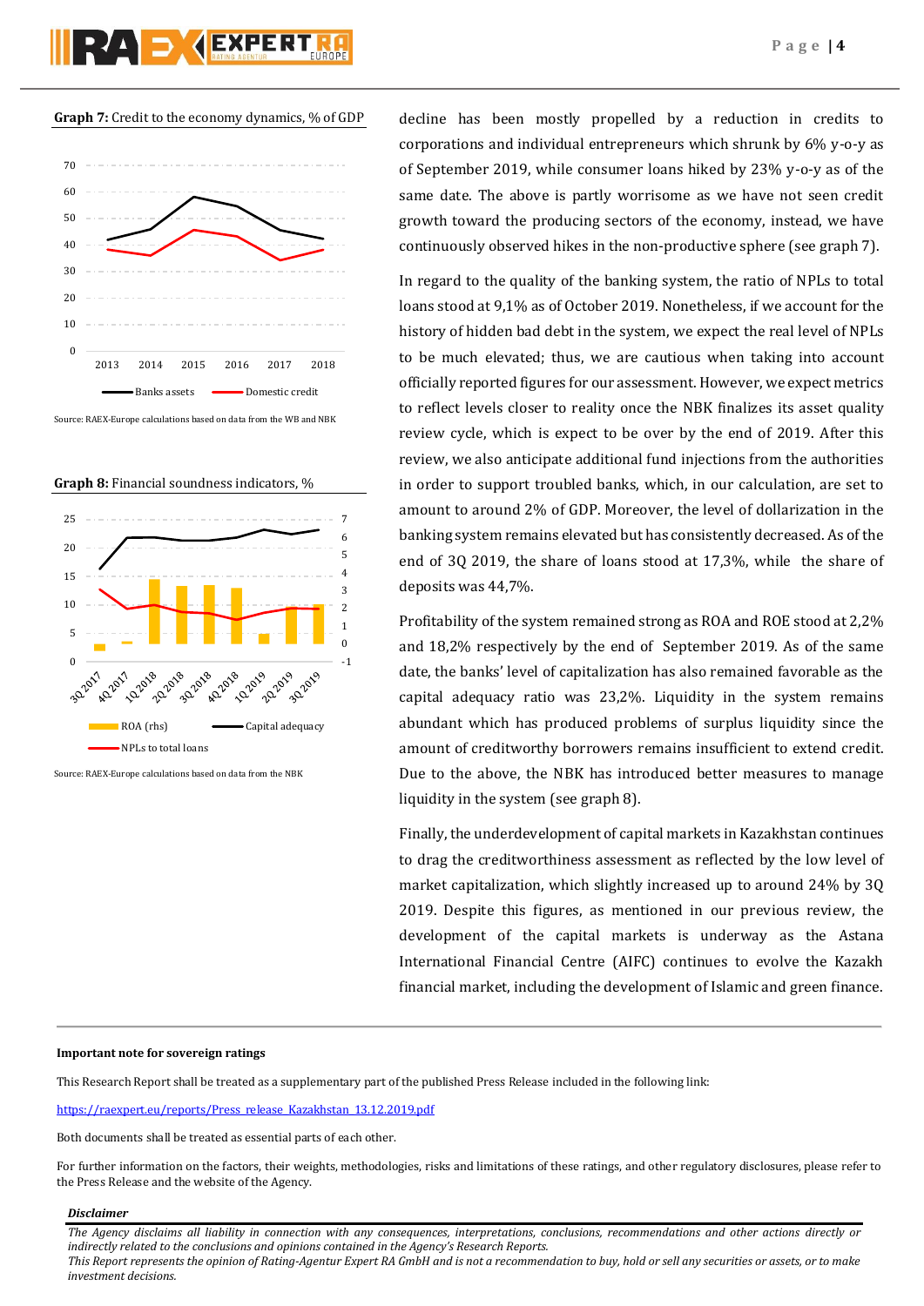**Graph 7:** Credit to the economy dynamics, % of GDP

70
60
50
40
30
20
10
0
2013 2014 2015 2016 2017 2018
Banks assets
Domestic credit

Source: RAEX-Europe calculations based on data from the WB and NBK

**Graph 8:** Financial soundness indicators, %

25
20
15
10
5
0
7
6
5
4
3
2
1
0
-1
3Q 2017 4Q 2017 1Q 2018 2Q 2018 3Q 2018 4Q 2018 1Q 2019 2Q 2019 3Q 2019
ROA (rhs)
Capital adequacy
NPLs to total loans

Source: RAEX-Europe calculations based on data from the NBK

decline has been mostly propelled by a reduction in credits to corporations and individual entrepreneurs which shrunk by 6% y-o-y as of September 2019, while consumer loans hiked by 23% y-o-y as of the same date. The above is partly worrisome as we have not seen credit growth toward the producing sectors of the economy, instead, we have continuously observed hikes in the non-productive sphere (see graph 7).

In regard to the quality of the banking system, the ratio of NPLs to total loans stood at 9,1% as of October 2019. Nonetheless, if we account for the history of hidden bad debt in the system, we expect the real level of NPLs to be much elevated; thus, we are cautious when taking into account officially reported figures for our assessment. However, we expect metrics to reflect levels closer to reality once the NBK finalizes its asset quality review cycle, which is expect to be over by the end of 2019. After this review, we also anticipate additional fund injections from the authorities in order to support troubled banks, which, in our calculation, are set to amount to around 2% of GDP. Moreover, the level of dollarization in the banking system remains elevated but has consistently decreased. As of the end of 3Q 2019, the share of loans stood at 17,3%, while the share of deposits was 44,7%.

Profitability of the system remained strong as ROA and ROE stood at 2,2% and 18,2% respectively by the end of September 2019. As of the same date, the banks' level of capitalization has also remained favorable as the capital adequacy ratio was 23,2%. Liquidity in the system remains abundant which has produced problems of surplus liquidity since the amount of creditworthy borrowers remains insufficient to extend credit. Due to the above, the NBK has introduced better measures to manage liquidity in the system (see graph 8).

Finally, the underdevelopment of capital markets in Kazakhstan continues to drag the creditworthiness assessment as reflected by the low level of market capitalization, which slightly increased up to around 24% by 3Q 2019. Despite this figures, as mentioned in our previous review, the development of the capital markets is underway as the Astana International Financial Centre (AIFC) continues to evolve the Kazakh financial market, including the development of Islamic and green finance.

**Important note for sovereign ratings**

This Research Report shall be treated as a supplementary part of the published Press Release included in the following link:

https://raexpert.eu/reports/Press_release_Kazakhstan_13.12.2019.pdf

Both documents shall be treated as essential parts of each other.

For further information on the factors, their weights, methodologies, risks and limitations of these ratings, and other regulatory disclosures, please refer to the Press Release and the website of the Agency.

***Disclaimer***

*The Agency disclaims all liability in connection with any consequences, interpretations, conclusions, recommendations and other actions directly or indirectly related to the conclusions and opinions contained in the Agency's Research Reports.*
*This Report represents the opinion of Rating-Agentur Expert RA GmbH and is not a recommendation to buy, hold or sell any securities or assets, or to make investment decisions.*